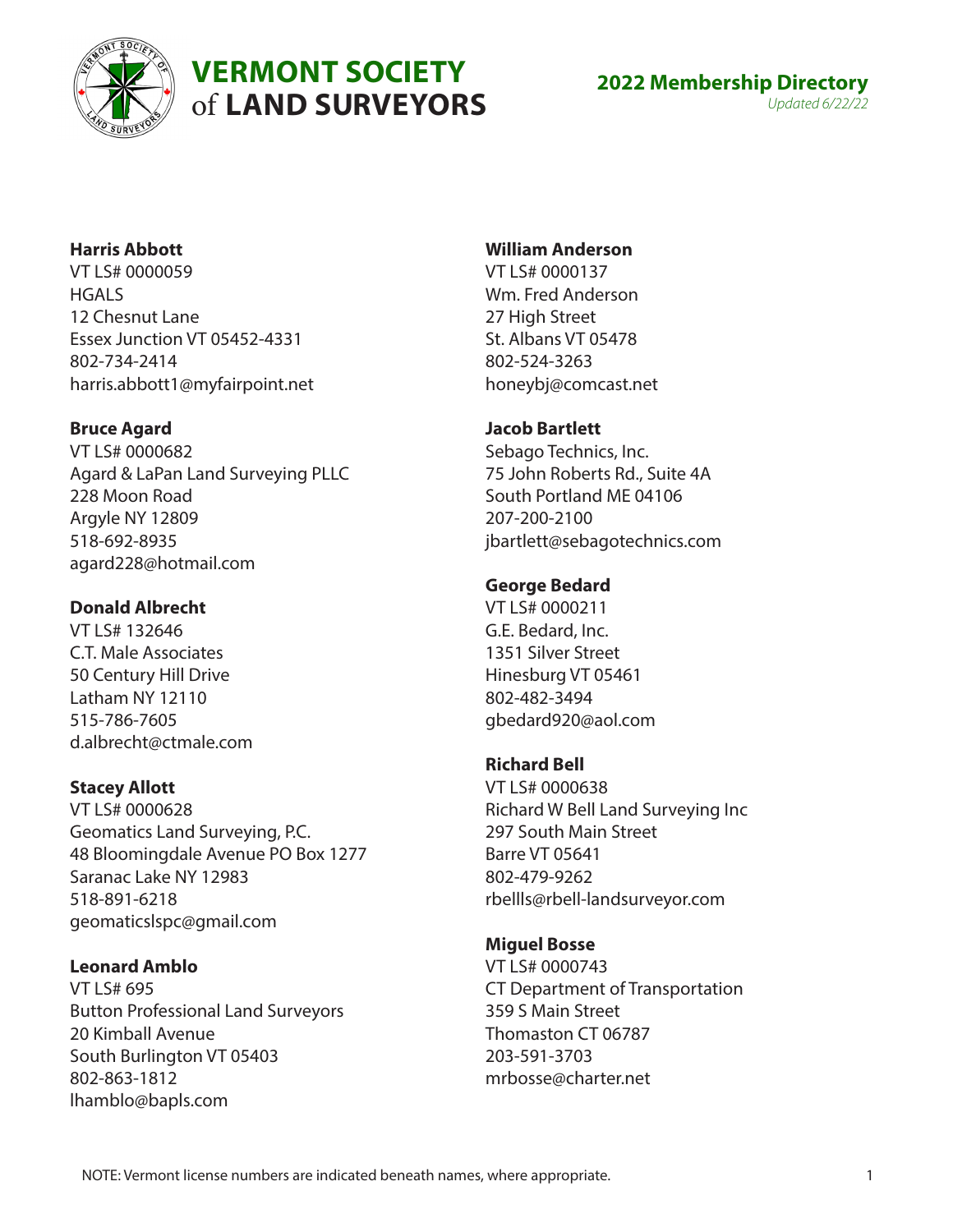# VERMONT SOCIETY of LAND SURVEYORS

## 2022 Membership Directory

*Updated 6/22/22*

**Harris Abbott**
VT LS# 0000059
HGALS
12 Chesnut Lane
Essex Junction VT 05452-4331
802-734-2414
harris.abbott1@myfairpoint.net

**Bruce Agard**
VT LS# 0000682
Agard & LaPan Land Surveying PLLC
228 Moon Road
Argyle NY 12809
518-692-8935
agard228@hotmail.com

**Donald Albrecht**
VT LS# 132646
C.T. Male Associates
50 Century Hill Drive
Latham NY 12110
515-786-7605
d.albrecht@ctmale.com

**Stacey Allott**
VT LS# 0000628
Geomatics Land Surveying, P.C.
48 Bloomingdale Avenue PO Box 1277
Saranac Lake NY 12983
518-891-6218
geomaticslspc@gmail.com

**Leonard Amblo**
VT LS# 695
Button Professional Land Surveyors
20 Kimball Avenue
South Burlington VT 05403
802-863-1812
lhamblo@bapls.com

**William Anderson**
VT LS# 0000137
Wm. Fred Anderson
27 High Street
St. Albans VT 05478
802-524-3263
honeybj@comcast.net

**Jacob Bartlett**
Sebago Technics, Inc.
75 John Roberts Rd., Suite 4A
South Portland ME 04106
207-200-2100
jbartlett@sebagotechnics.com

**George Bedard**
VT LS# 0000211
G.E. Bedard, Inc.
1351 Silver Street
Hinesburg VT 05461
802-482-3494
gbedard920@aol.com

**Richard Bell**
VT LS# 0000638
Richard W Bell Land Surveying Inc
297 South Main Street
Barre VT 05641
802-479-9262
rbellls@rbell-landsurveyor.com

**Miguel Bosse**
VT LS# 0000743
CT Department of Transportation
359 S Main Street
Thomaston CT 06787
203-591-3703
mrbosse@charter.net

NOTE: Vermont license numbers are indicated beneath names, where appropriate.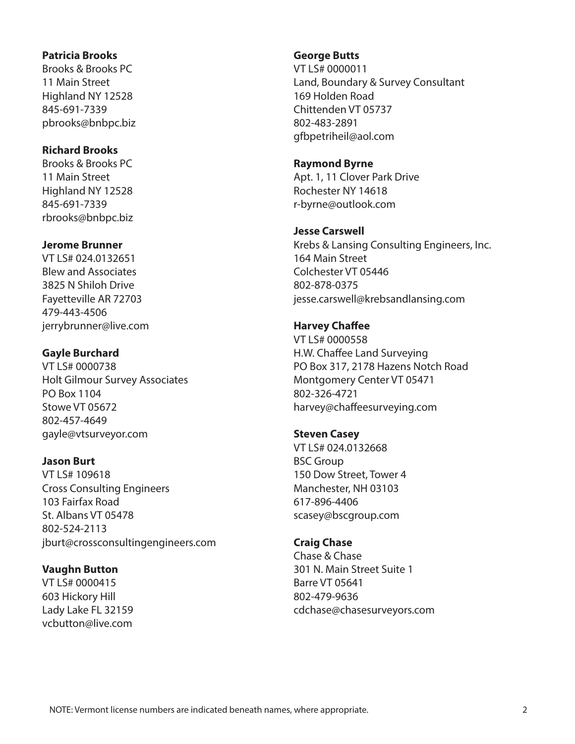**Patricia Brooks**
Brooks & Brooks PC
11 Main Street
Highland NY 12528
845-691-7339
pbrooks@bnbpc.biz

**Richard Brooks**
Brooks & Brooks PC
11 Main Street
Highland NY 12528
845-691-7339
rbrooks@bnbpc.biz

**Jerome Brunner**
VT LS# 024.0132651
Blew and Associates
3825 N Shiloh Drive
Fayetteville AR 72703
479-443-4506
jerrybrunner@live.com

**Gayle Burchard**
VT LS# 0000738
Holt Gilmour Survey Associates
PO Box 1104
Stowe VT 05672
802-457-4649
gayle@vtsurveyor.com

**Jason Burt**
VT LS# 109618
Cross Consulting Engineers
103 Fairfax Road
St. Albans VT 05478
802-524-2113
jburt@crossconsultingengineers.com

**Vaughn Button**
VT LS# 0000415
603 Hickory Hill
Lady Lake FL 32159
vcbutton@live.com

**George Butts**
VT LS# 0000011
Land, Boundary & Survey Consultant
169 Holden Road
Chittenden VT 05737
802-483-2891
gfbpetriheil@aol.com

**Raymond Byrne**
Apt. 1, 11 Clover Park Drive
Rochester NY 14618
r-byrne@outlook.com

**Jesse Carswell**
Krebs & Lansing Consulting Engineers, Inc.
164 Main Street
Colchester VT 05446
802-878-0375
jesse.carswell@krebsandlansing.com

**Harvey Chaffee**
VT LS# 0000558
H.W. Chaffee Land Surveying
PO Box 317, 2178 Hazens Notch Road
Montgomery Center VT 05471
802-326-4721
harvey@chaffeesurveying.com

**Steven Casey**
VT LS# 024.0132668
BSC Group
150 Dow Street, Tower 4
Manchester, NH 03103
617-896-4406
scasey@bscgroup.com

**Craig Chase**
Chase & Chase
301 N. Main Street Suite 1
Barre VT 05641
802-479-9636
cdchase@chasesurveyors.com

NOTE: Vermont license numbers are indicated beneath names, where appropriate.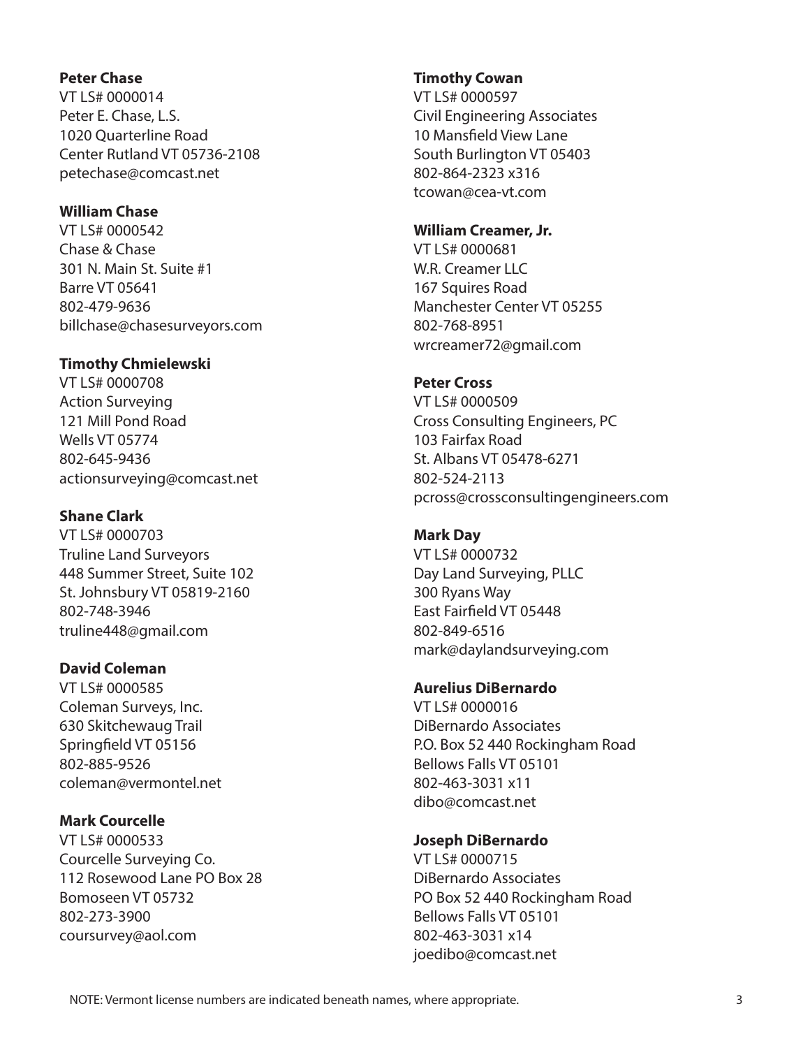**Peter Chase**
VT LS# 0000014
Peter E. Chase, L.S.
1020 Quarterline Road
Center Rutland VT 05736-2108
petechase@comcast.net

**William Chase**
VT LS# 0000542
Chase & Chase
301 N. Main St. Suite #1
Barre VT 05641
802-479-9636
billchase@chasesurveyors.com

**Timothy Chmielewski**
VT LS# 0000708
Action Surveying
121 Mill Pond Road
Wells VT 05774
802-645-9436
actionsurveying@comcast.net

**Shane Clark**
VT LS# 0000703
Truline Land Surveyors
448 Summer Street, Suite 102
St. Johnsbury VT 05819-2160
802-748-3946
truline448@gmail.com

**David Coleman**
VT LS# 0000585
Coleman Surveys, Inc.
630 Skitchewaug Trail
Springfield VT 05156
802-885-9526
coleman@vermontel.net

**Mark Courcelle**
VT LS# 0000533
Courcelle Surveying Co.
112 Rosewood Lane PO Box 28
Bomoseen VT 05732
802-273-3900
coursurvey@aol.com

**Timothy Cowan**
VT LS# 0000597
Civil Engineering Associates
10 Mansfield View Lane
South Burlington VT 05403
802-864-2323 x316
tcowan@cea-vt.com

**William Creamer, Jr.**
VT LS# 0000681
W.R. Creamer LLC
167 Squires Road
Manchester Center VT 05255
802-768-8951
wrcreamer72@gmail.com

**Peter Cross**
VT LS# 0000509
Cross Consulting Engineers, PC
103 Fairfax Road
St. Albans VT 05478-6271
802-524-2113
pcross@crossconsultingengineers.com

**Mark Day**
VT LS# 0000732
Day Land Surveying, PLLC
300 Ryans Way
East Fairfield VT 05448
802-849-6516
mark@daylandsurveying.com

**Aurelius DiBernardo**
VT LS# 0000016
DiBernardo Associates
P.O. Box 52 440 Rockingham Road
Bellows Falls VT 05101
802-463-3031 x11
dibo@comcast.net

**Joseph DiBernardo**
VT LS# 0000715
DiBernardo Associates
PO Box 52 440 Rockingham Road
Bellows Falls VT 05101
802-463-3031 x14
joedibo@comcast.net

NOTE: Vermont license numbers are indicated beneath names, where appropriate.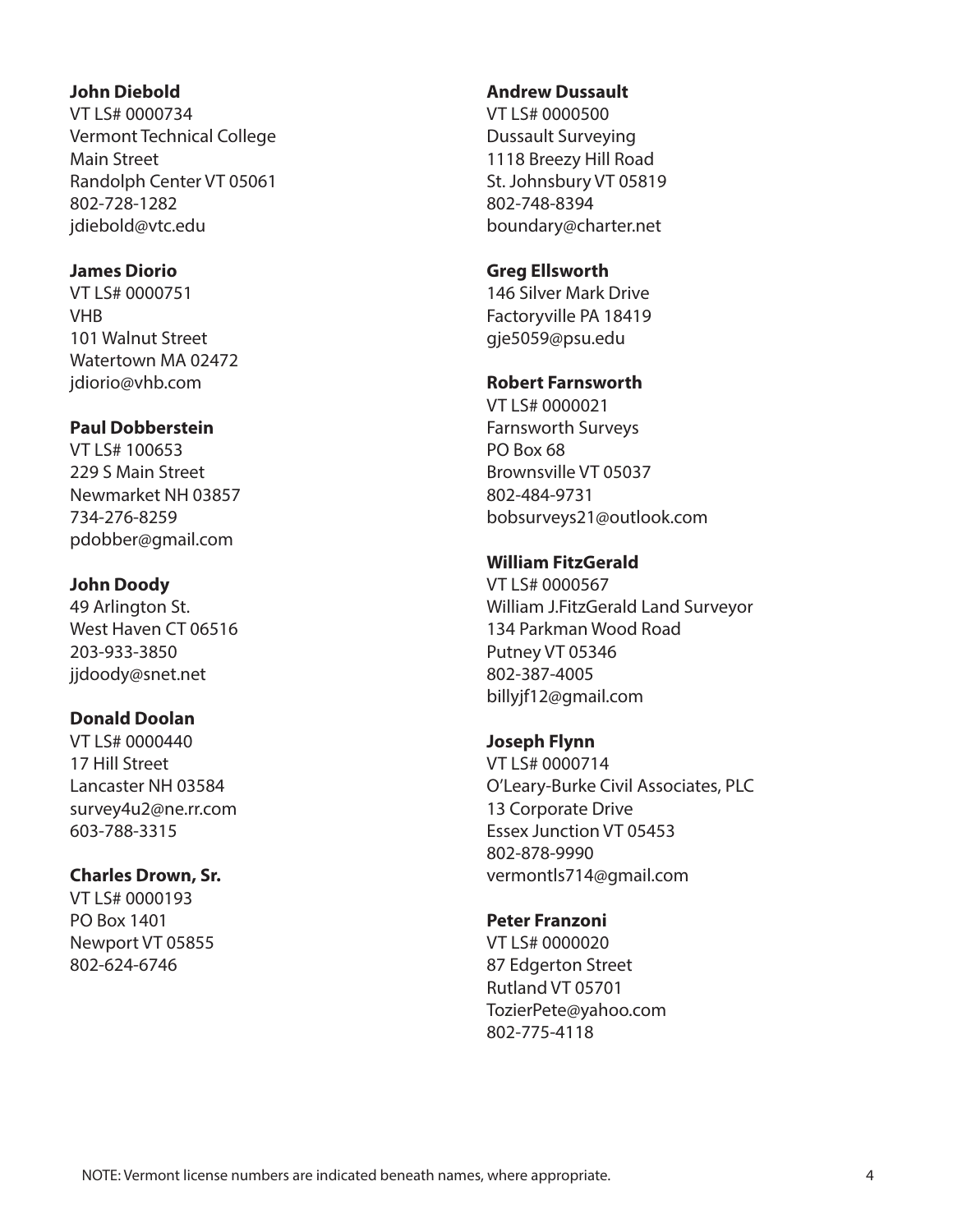**John Diebold**
VT LS# 0000734
Vermont Technical College
Main Street
Randolph Center VT 05061
802-728-1282
jdiebold@vtc.edu

**James Diorio**
VT LS# 0000751
VHB
101 Walnut Street
Watertown MA 02472
jdiorio@vhb.com

**Paul Dobberstein**
VT LS# 100653
229 S Main Street
Newmarket NH 03857
734-276-8259
pdobber@gmail.com

**John Doody**
49 Arlington St.
West Haven CT 06516
203-933-3850
jjdoody@snet.net

**Donald Doolan**
VT LS# 0000440
17 Hill Street
Lancaster NH 03584
survey4u2@ne.rr.com
603-788-3315

**Charles Drown, Sr.**
VT LS# 0000193
PO Box 1401
Newport VT 05855
802-624-6746

**Andrew Dussault**
VT LS# 0000500
Dussault Surveying
1118 Breezy Hill Road
St. Johnsbury VT 05819
802-748-8394
boundary@charter.net

**Greg Ellsworth**
146 Silver Mark Drive
Factoryville PA 18419
gje5059@psu.edu

**Robert Farnsworth**
VT LS# 0000021
Farnsworth Surveys
PO Box 68
Brownsville VT 05037
802-484-9731
bobsurveys21@outlook.com

**William FitzGerald**
VT LS# 0000567
William J.FitzGerald Land Surveyor
134 Parkman Wood Road
Putney VT 05346
802-387-4005
billyjf12@gmail.com

**Joseph Flynn**
VT LS# 0000714
O'Leary-Burke Civil Associates, PLC
13 Corporate Drive
Essex Junction VT 05453
802-878-9990
vermontls714@gmail.com

**Peter Franzoni**
VT LS# 0000020
87 Edgerton Street
Rutland VT 05701
TozierPete@yahoo.com
802-775-4118

NOTE: Vermont license numbers are indicated beneath names, where appropriate.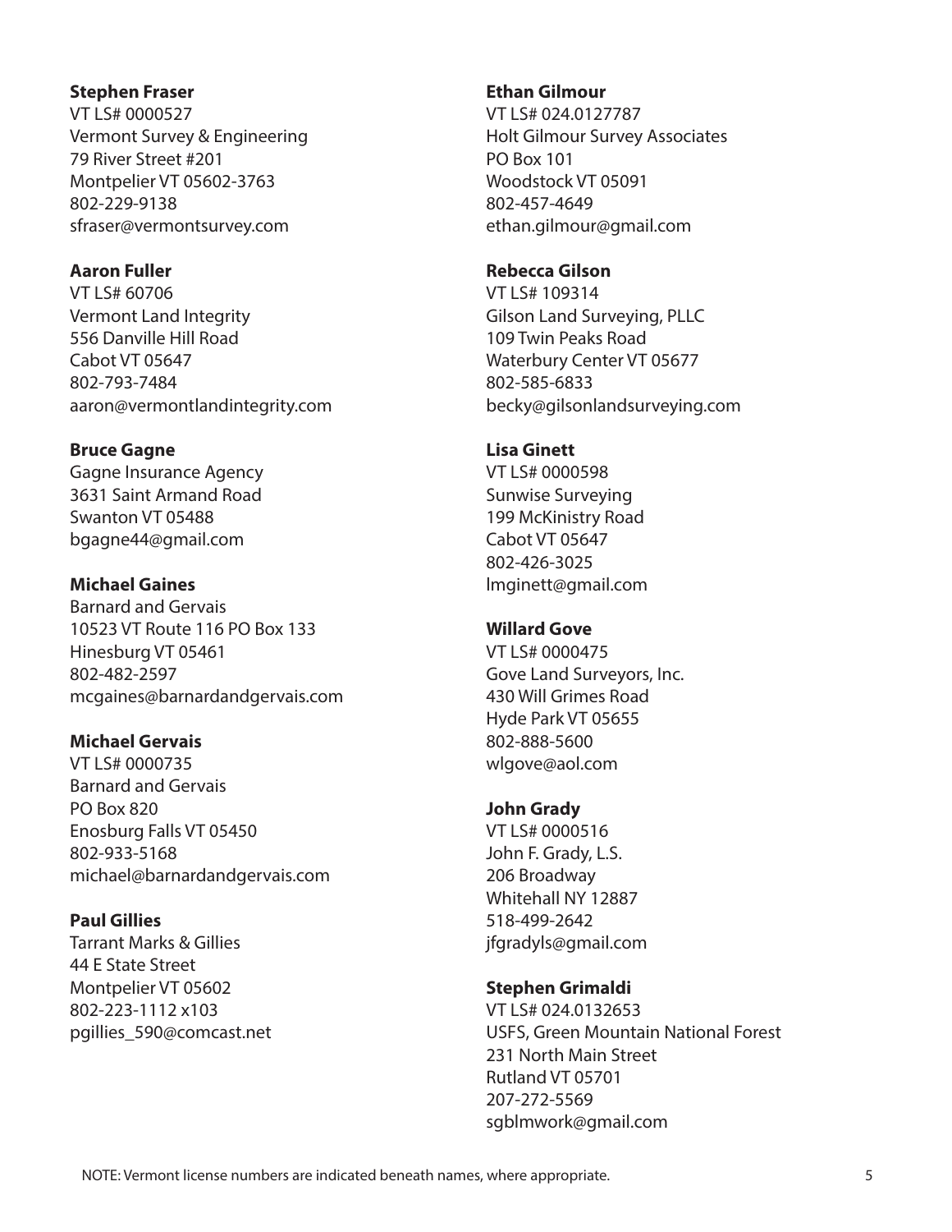**Stephen Fraser**
VT LS# 0000527
Vermont Survey & Engineering
79 River Street #201
Montpelier VT 05602-3763
802-229-9138
sfraser@vermontsurvey.com

**Aaron Fuller**
VT LS# 60706
Vermont Land Integrity
556 Danville Hill Road
Cabot VT 05647
802-793-7484
aaron@vermontlandintegrity.com

**Bruce Gagne**
Gagne Insurance Agency
3631 Saint Armand Road
Swanton VT 05488
bgagne44@gmail.com

**Michael Gaines**
Barnard and Gervais
10523 VT Route 116 PO Box 133
Hinesburg VT 05461
802-482-2597
mcgaines@barnardandgervais.com

**Michael Gervais**
VT LS# 0000735
Barnard and Gervais
PO Box 820
Enosburg Falls VT 05450
802-933-5168
michael@barnardandgervais.com

**Paul Gillies**
Tarrant Marks & Gillies
44 E State Street
Montpelier VT 05602
802-223-1112 x103
pgillies_590@comcast.net

**Ethan Gilmour**
VT LS# 024.0127787
Holt Gilmour Survey Associates
PO Box 101
Woodstock VT 05091
802-457-4649
ethan.gilmour@gmail.com

**Rebecca Gilson**
VT LS# 109314
Gilson Land Surveying, PLLC
109 Twin Peaks Road
Waterbury Center VT 05677
802-585-6833
becky@gilsonlandsurveying.com

**Lisa Ginett**
VT LS# 0000598
Sunwise Surveying
199 McKinistry Road
Cabot VT 05647
802-426-3025
lmginett@gmail.com

**Willard Gove**
VT LS# 0000475
Gove Land Surveyors, Inc.
430 Will Grimes Road
Hyde Park VT 05655
802-888-5600
wlgove@aol.com

**John Grady**
VT LS# 0000516
John F. Grady, L.S.
206 Broadway
Whitehall NY 12887
518-499-2642
jfgradyls@gmail.com

**Stephen Grimaldi**
VT LS# 024.0132653
USFS, Green Mountain National Forest
231 North Main Street
Rutland VT 05701
207-272-5569
sgblmwork@gmail.com

NOTE: Vermont license numbers are indicated beneath names, where appropriate.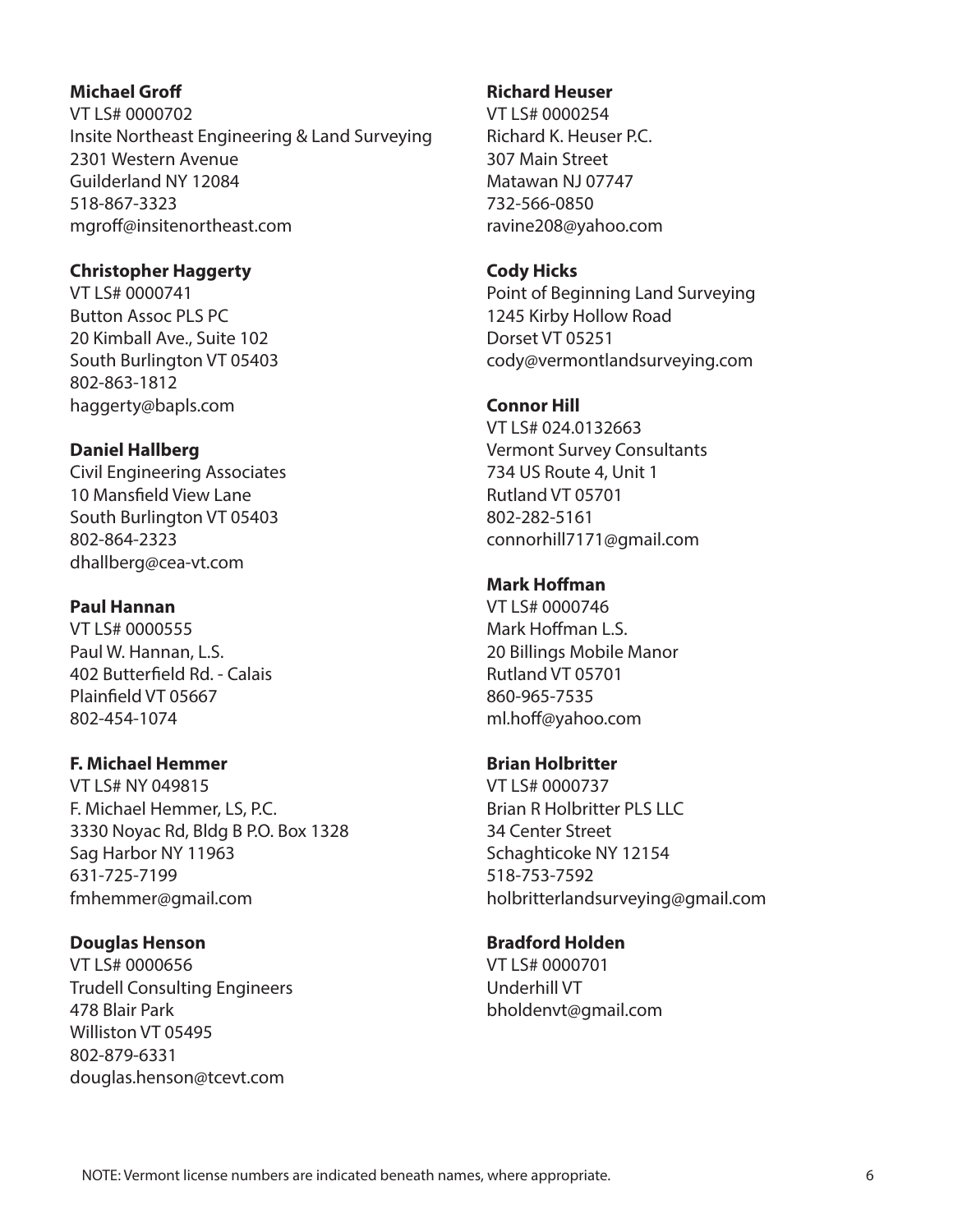**Michael Groff**
VT LS# 0000702
Insite Northeast Engineering & Land Surveying
2301 Western Avenue
Guilderland NY 12084
518-867-3323
mgroff@insitenortheast.com

**Christopher Haggerty**
VT LS# 0000741
Button Assoc PLS PC
20 Kimball Ave., Suite 102
South Burlington VT 05403
802-863-1812
haggerty@bapls.com

**Daniel Hallberg**
Civil Engineering Associates
10 Mansfield View Lane
South Burlington VT 05403
802-864-2323
dhallberg@cea-vt.com

**Paul Hannan**
VT LS# 0000555
Paul W. Hannan, L.S.
402 Butterfield Rd. - Calais
Plainfield VT 05667
802-454-1074

**F. Michael Hemmer**
VT LS# NY 049815
F. Michael Hemmer, LS, P.C.
3330 Noyac Rd, Bldg B P.O. Box 1328
Sag Harbor NY 11963
631-725-7199
fmhemmer@gmail.com

**Douglas Henson**
VT LS# 0000656
Trudell Consulting Engineers
478 Blair Park
Williston VT 05495
802-879-6331
douglas.henson@tcevt.com

**Richard Heuser**
VT LS# 0000254
Richard K. Heuser P.C.
307 Main Street
Matawan NJ 07747
732-566-0850
ravine208@yahoo.com

**Cody Hicks**
Point of Beginning Land Surveying
1245 Kirby Hollow Road
Dorset VT 05251
cody@vermontlandsurveying.com

**Connor Hill**
VT LS# 024.0132663
Vermont Survey Consultants
734 US Route 4, Unit 1
Rutland VT 05701
802-282-5161
connorhill7171@gmail.com

**Mark Hoffman**
VT LS# 0000746
Mark Hoffman L.S.
20 Billings Mobile Manor
Rutland VT 05701
860-965-7535
ml.hoff@yahoo.com

**Brian Holbritter**
VT LS# 0000737
Brian R Holbritter PLS LLC
34 Center Street
Schaghticoke NY 12154
518-753-7592
holbritterlandsurveying@gmail.com

**Bradford Holden**
VT LS# 0000701
Underhill VT
bholdenvt@gmail.com

NOTE: Vermont license numbers are indicated beneath names, where appropriate.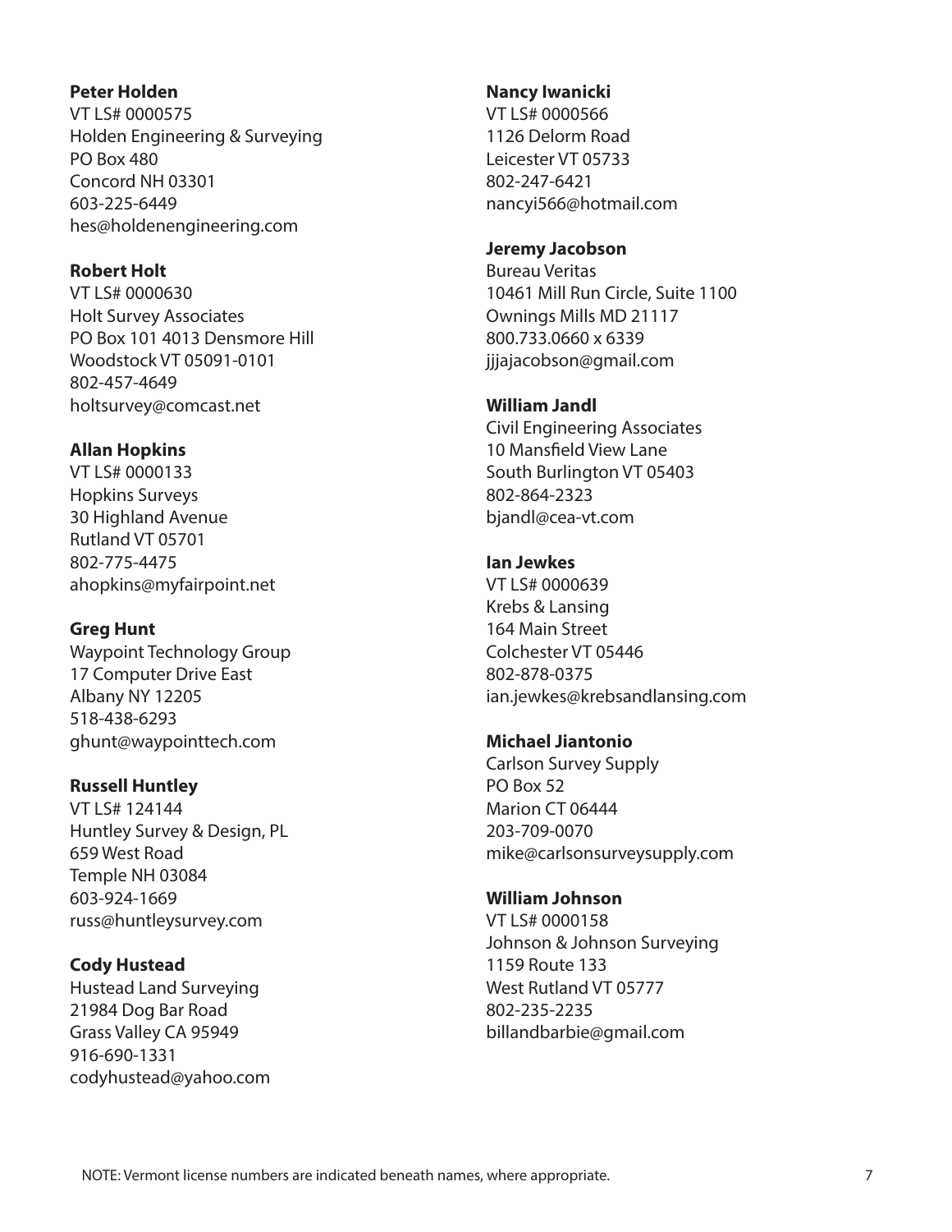**Peter Holden**
VT LS# 0000575
Holden Engineering & Surveying
PO Box 480
Concord NH 03301
603-225-6449
hes@holdenengineering.com

**Robert Holt**
VT LS# 0000630
Holt Survey Associates
PO Box 101 4013 Densmore Hill
Woodstock VT 05091-0101
802-457-4649
holtsurvey@comcast.net

**Allan Hopkins**
VT LS# 0000133
Hopkins Surveys
30 Highland Avenue
Rutland VT 05701
802-775-4475
ahopkins@myfairpoint.net

**Greg Hunt**
Waypoint Technology Group
17 Computer Drive East
Albany NY 12205
518-438-6293
ghunt@waypointtech.com

**Russell Huntley**
VT LS# 124144
Huntley Survey & Design, PL
659 West Road
Temple NH 03084
603-924-1669
russ@huntleysurvey.com

**Cody Hustead**
Hustead Land Surveying
21984 Dog Bar Road
Grass Valley CA 95949
916-690-1331
codyhustead@yahoo.com

**Nancy Iwanicki**
VT LS# 0000566
1126 Delorm Road
Leicester VT 05733
802-247-6421
nancyi566@hotmail.com

**Jeremy Jacobson**
Bureau Veritas
10461 Mill Run Circle, Suite 1100
Ownings Mills MD 21117
800.733.0660 x 6339
jjjajacobson@gmail.com

**William Jandl**
Civil Engineering Associates
10 Mansfield View Lane
South Burlington VT 05403
802-864-2323
bjandl@cea-vt.com

**Ian Jewkes**
VT LS# 0000639
Krebs & Lansing
164 Main Street
Colchester VT 05446
802-878-0375
ian.jewkes@krebsandlansing.com

**Michael Jiantonio**
Carlson Survey Supply
PO Box 52
Marion CT 06444
203-709-0070
mike@carlsonsurveysupply.com

**William Johnson**
VT LS# 0000158
Johnson & Johnson Surveying
1159 Route 133
West Rutland VT 05777
802-235-2235
billandbarbie@gmail.com

NOTE: Vermont license numbers are indicated beneath names, where appropriate.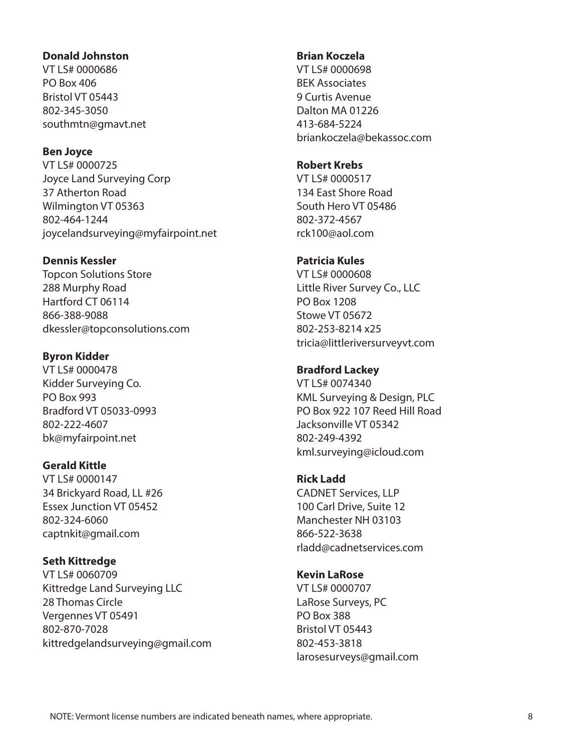**Donald Johnston**
VT LS# 0000686
PO Box 406
Bristol VT 05443
802-345-3050
southmtn@gmavt.net

**Ben Joyce**
VT LS# 0000725
Joyce Land Surveying Corp
37 Atherton Road
Wilmington VT 05363
802-464-1244
joycelandsurveying@myfairpoint.net

**Dennis Kessler**
Topcon Solutions Store
288 Murphy Road
Hartford CT 06114
866-388-9088
dkessler@topconsolutions.com

**Byron Kidder**
VT LS# 0000478
Kidder Surveying Co.
PO Box 993
Bradford VT 05033-0993
802-222-4607
bk@myfairpoint.net

**Gerald Kittle**
VT LS# 0000147
34 Brickyard Road, LL #26
Essex Junction VT 05452
802-324-6060
captnkit@gmail.com

**Seth Kittredge**
VT LS# 0060709
Kittredge Land Surveying LLC
28 Thomas Circle
Vergennes VT 05491
802-870-7028
kittredgelandsurveying@gmail.com

**Brian Koczela**
VT LS# 0000698
BEK Associates
9 Curtis Avenue
Dalton MA 01226
413-684-5224
briankoczela@bekassoc.com

**Robert Krebs**
VT LS# 0000517
134 East Shore Road
South Hero VT 05486
802-372-4567
rck100@aol.com

**Patricia Kules**
VT LS# 0000608
Little River Survey Co., LLC
PO Box 1208
Stowe VT 05672
802-253-8214 x25
tricia@littleriversurveyvt.com

**Bradford Lackey**
VT LS# 0074340
KML Surveying & Design, PLC
PO Box 922 107 Reed Hill Road
Jacksonville VT 05342
802-249-4392
kml.surveying@icloud.com

**Rick Ladd**
CADNET Services, LLP
100 Carl Drive, Suite 12
Manchester NH 03103
866-522-3638
rladd@cadnetservices.com

**Kevin LaRose**
VT LS# 0000707
LaRose Surveys, PC
PO Box 388
Bristol VT 05443
802-453-3818
larosesurveys@gmail.com

NOTE: Vermont license numbers are indicated beneath names, where appropriate.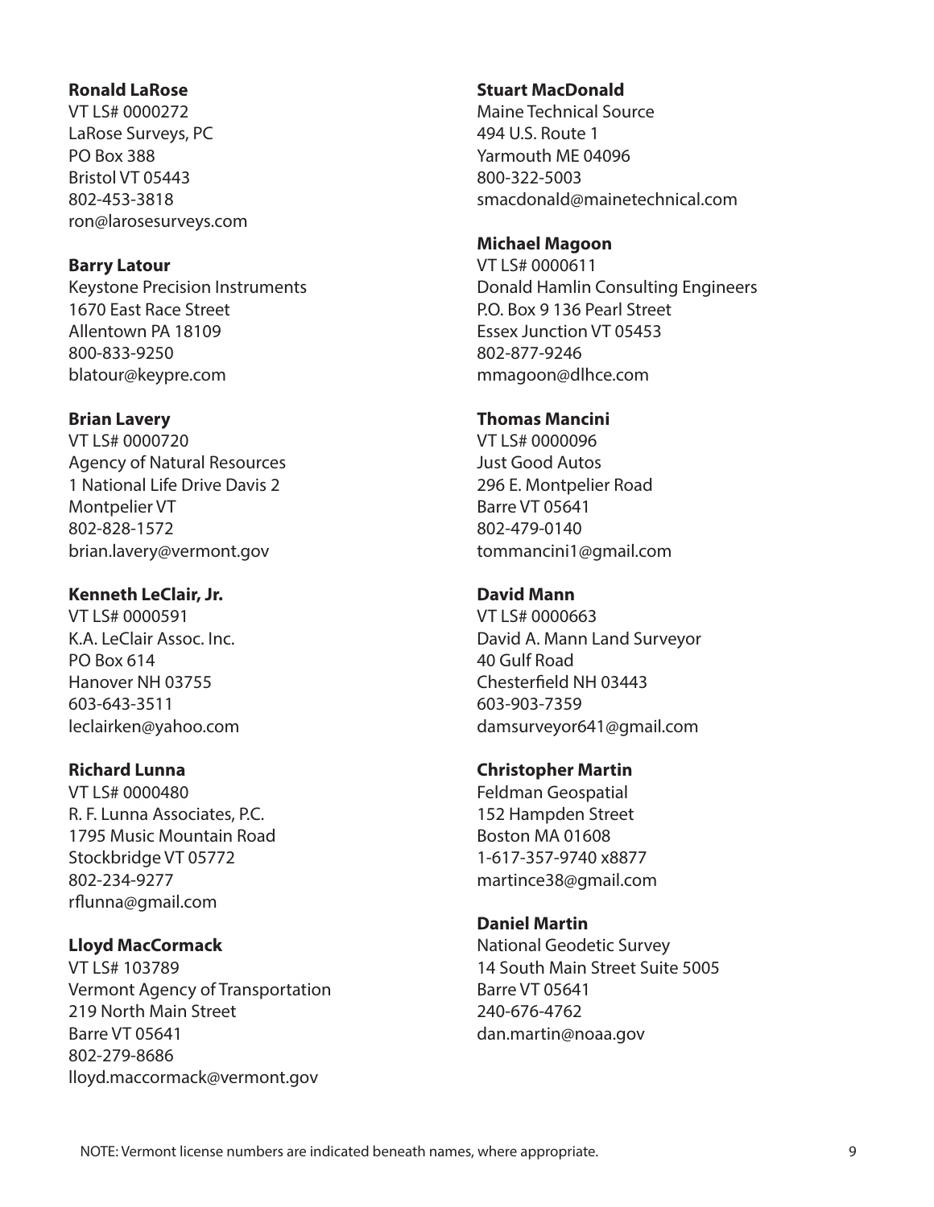**Ronald LaRose**
VT LS# 0000272
LaRose Surveys, PC
PO Box 388
Bristol VT 05443
802-453-3818
ron@larosesurveys.com

**Barry Latour**
Keystone Precision Instruments
1670 East Race Street
Allentown PA 18109
800-833-9250
blatour@keypre.com

**Brian Lavery**
VT LS# 0000720
Agency of Natural Resources
1 National Life Drive Davis 2
Montpelier VT
802-828-1572
brian.lavery@vermont.gov

**Kenneth LeClair, Jr.**
VT LS# 0000591
K.A. LeClair Assoc. Inc.
PO Box 614
Hanover NH 03755
603-643-3511
leclairken@yahoo.com

**Richard Lunna**
VT LS# 0000480
R. F. Lunna Associates, P.C.
1795 Music Mountain Road
Stockbridge VT 05772
802-234-9277
rflunna@gmail.com

**Lloyd MacCormack**
VT LS# 103789
Vermont Agency of Transportation
219 North Main Street
Barre VT 05641
802-279-8686
lloyd.maccormack@vermont.gov

**Stuart MacDonald**
Maine Technical Source
494 U.S. Route 1
Yarmouth ME 04096
800-322-5003
smacdonald@mainetechnical.com

**Michael Magoon**
VT LS# 0000611
Donald Hamlin Consulting Engineers
P.O. Box 9 136 Pearl Street
Essex Junction VT 05453
802-877-9246
mmagoon@dlhce.com

**Thomas Mancini**
VT LS# 0000096
Just Good Autos
296 E. Montpelier Road
Barre VT 05641
802-479-0140
tommancini1@gmail.com

**David Mann**
VT LS# 0000663
David A. Mann Land Surveyor
40 Gulf Road
Chesterfield NH 03443
603-903-7359
damsurveyor641@gmail.com

**Christopher Martin**
Feldman Geospatial
152 Hampden Street
Boston MA 01608
1-617-357-9740 x8877
martince38@gmail.com

**Daniel Martin**
National Geodetic Survey
14 South Main Street Suite 5005
Barre VT 05641
240-676-4762
dan.martin@noaa.gov

NOTE: Vermont license numbers are indicated beneath names, where appropriate.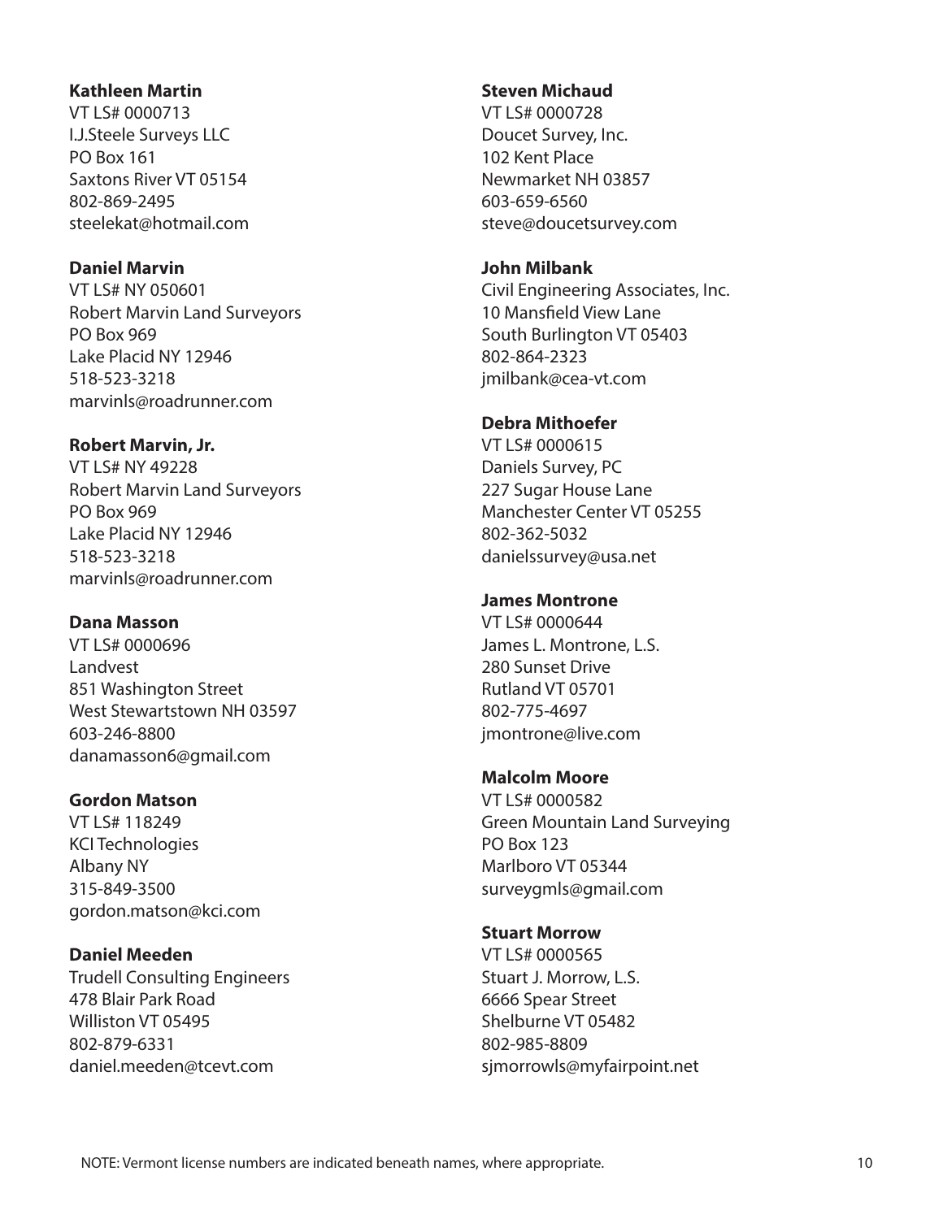**Kathleen Martin**
VT LS# 0000713
I.J.Steele Surveys LLC
PO Box 161
Saxtons River VT 05154
802-869-2495
steelekat@hotmail.com

**Daniel Marvin**
VT LS# NY 050601
Robert Marvin Land Surveyors
PO Box 969
Lake Placid NY 12946
518-523-3218
marvinls@roadrunner.com

**Robert Marvin, Jr.**
VT LS# NY 49228
Robert Marvin Land Surveyors
PO Box 969
Lake Placid NY 12946
518-523-3218
marvinls@roadrunner.com

**Dana Masson**
VT LS# 0000696
Landvest
851 Washington Street
West Stewartstown NH 03597
603-246-8800
danamasson6@gmail.com

**Gordon Matson**
VT LS# 118249
KCI Technologies
Albany NY
315-849-3500
gordon.matson@kci.com

**Daniel Meeden**
Trudell Consulting Engineers
478 Blair Park Road
Williston VT 05495
802-879-6331
daniel.meeden@tcevt.com

**Steven Michaud**
VT LS# 0000728
Doucet Survey, Inc.
102 Kent Place
Newmarket NH 03857
603-659-6560
steve@doucetsurvey.com

**John Milbank**
Civil Engineering Associates, Inc.
10 Mansfield View Lane
South Burlington VT 05403
802-864-2323
jmilbank@cea-vt.com

**Debra Mithoefer**
VT LS# 0000615
Daniels Survey, PC
227 Sugar House Lane
Manchester Center VT 05255
802-362-5032
danielssurvey@usa.net

**James Montrone**
VT LS# 0000644
James L. Montrone, L.S.
280 Sunset Drive
Rutland VT 05701
802-775-4697
jmontrone@live.com

**Malcolm Moore**
VT LS# 0000582
Green Mountain Land Surveying
PO Box 123
Marlboro VT 05344
surveygmls@gmail.com

**Stuart Morrow**
VT LS# 0000565
Stuart J. Morrow, L.S.
6666 Spear Street
Shelburne VT 05482
802-985-8809
sjmorrowls@myfairpoint.net

NOTE: Vermont license numbers are indicated beneath names, where appropriate.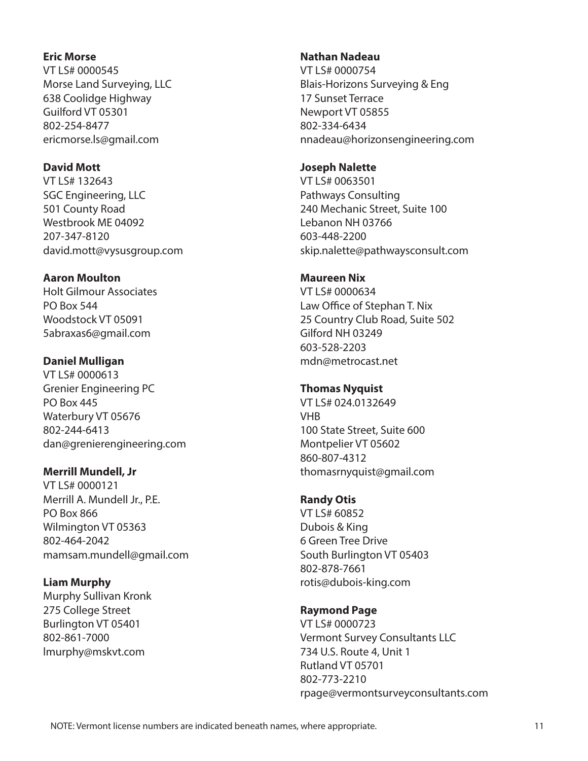**Eric Morse**
VT LS# 0000545
Morse Land Surveying, LLC
638 Coolidge Highway
Guilford VT 05301
802-254-8477
ericmorse.ls@gmail.com

**David Mott**
VT LS# 132643
SGC Engineering, LLC
501 County Road
Westbrook ME 04092
207-347-8120
david.mott@vysusgroup.com

**Aaron Moulton**
Holt Gilmour Associates
PO Box 544
Woodstock VT 05091
5abraxas6@gmail.com

**Daniel Mulligan**
VT LS# 0000613
Grenier Engineering PC
PO Box 445
Waterbury VT 05676
802-244-6413
dan@grenierengineering.com

**Merrill Mundell, Jr**
VT LS# 0000121
Merrill A. Mundell Jr., P.E.
PO Box 866
Wilmington VT 05363
802-464-2042
mamsam.mundell@gmail.com

**Liam Murphy**
Murphy Sullivan Kronk
275 College Street
Burlington VT 05401
802-861-7000
lmurphy@mskvt.com

**Nathan Nadeau**
VT LS# 0000754
Blais-Horizons Surveying & Eng
17 Sunset Terrace
Newport VT 05855
802-334-6434
nnadeau@horizonsengineering.com

**Joseph Nalette**
VT LS# 0063501
Pathways Consulting
240 Mechanic Street, Suite 100
Lebanon NH 03766
603-448-2200
skip.nalette@pathwaysconsult.com

**Maureen Nix**
VT LS# 0000634
Law Office of Stephan T. Nix
25 Country Club Road, Suite 502
Gilford NH 03249
603-528-2203
mdn@metrocast.net

**Thomas Nyquist**
VT LS# 024.0132649
VHB
100 State Street, Suite 600
Montpelier VT 05602
860-807-4312
thomasrnyquist@gmail.com

**Randy Otis**
VT LS# 60852
Dubois & King
6 Green Tree Drive
South Burlington VT 05403
802-878-7661
rotis@dubois-king.com

**Raymond Page**
VT LS# 0000723
Vermont Survey Consultants LLC
734 U.S. Route 4, Unit 1
Rutland VT 05701
802-773-2210
rpage@vermontsurveyconsultants.com

NOTE: Vermont license numbers are indicated beneath names, where appropriate.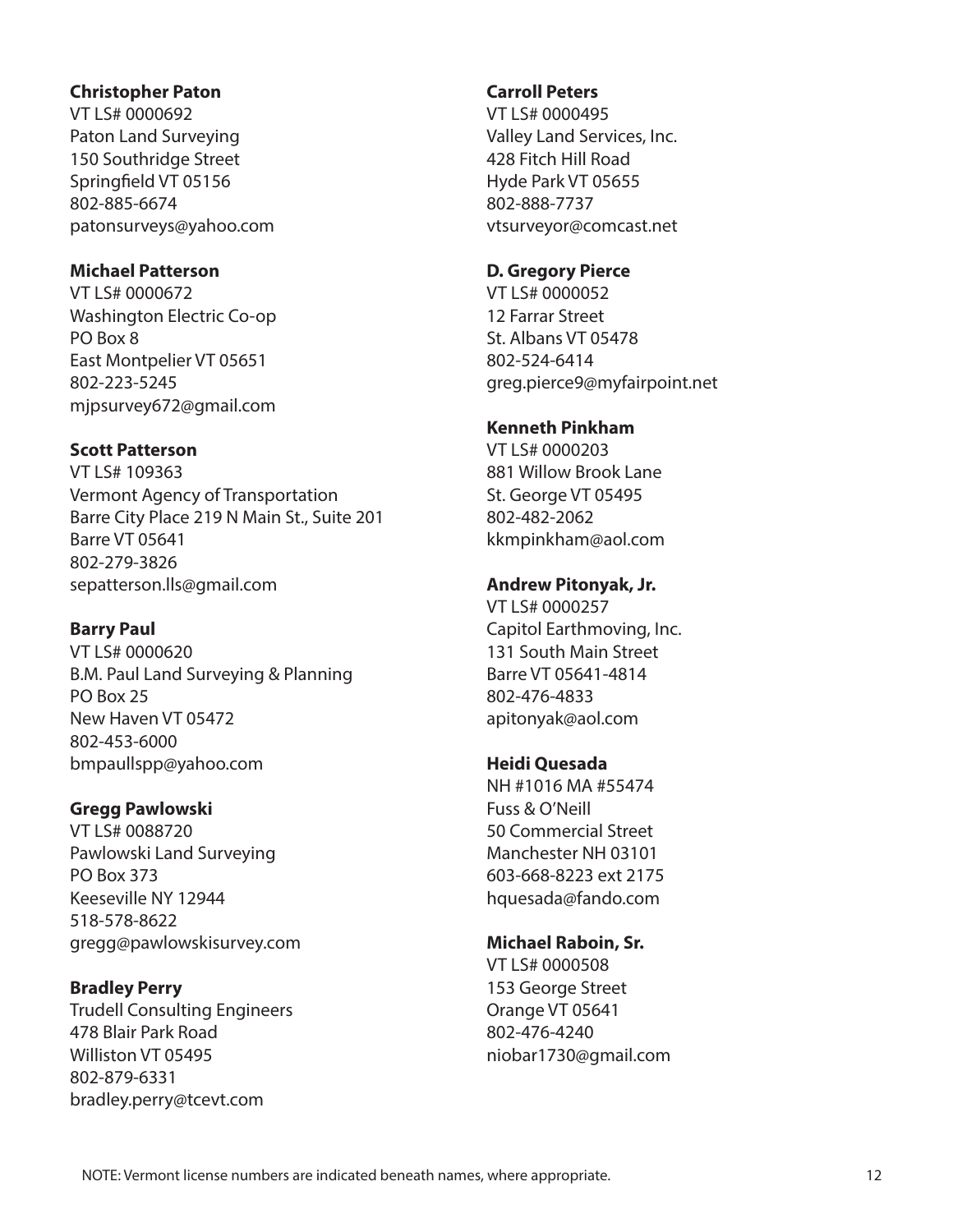**Christopher Paton**
VT LS# 0000692
Paton Land Surveying
150 Southridge Street
Springfield VT 05156
802-885-6674
patonsurveys@yahoo.com

**Michael Patterson**
VT LS# 0000672
Washington Electric Co-op
PO Box 8
East Montpelier VT 05651
802-223-5245
mjpsurvey672@gmail.com

**Scott Patterson**
VT LS# 109363
Vermont Agency of Transportation
Barre City Place 219 N Main St., Suite 201
Barre VT 05641
802-279-3826
sepatterson.lls@gmail.com

**Barry Paul**
VT LS# 0000620
B.M. Paul Land Surveying & Planning
PO Box 25
New Haven VT 05472
802-453-6000
bmpaullspp@yahoo.com

**Gregg Pawlowski**
VT LS# 0088720
Pawlowski Land Surveying
PO Box 373
Keeseville NY 12944
518-578-8622
gregg@pawlowskisurvey.com

**Bradley Perry**
Trudell Consulting Engineers
478 Blair Park Road
Williston VT 05495
802-879-6331
bradley.perry@tcevt.com

**Carroll Peters**
VT LS# 0000495
Valley Land Services, Inc.
428 Fitch Hill Road
Hyde Park VT 05655
802-888-7737
vtsurveyor@comcast.net

**D. Gregory Pierce**
VT LS# 0000052
12 Farrar Street
St. Albans VT 05478
802-524-6414
greg.pierce9@myfairpoint.net

**Kenneth Pinkham**
VT LS# 0000203
881 Willow Brook Lane
St. George VT 05495
802-482-2062
kkmpinkham@aol.com

**Andrew Pitonyak, Jr.**
VT LS# 0000257
Capitol Earthmoving, Inc.
131 South Main Street
Barre VT 05641-4814
802-476-4833
apitonyak@aol.com

**Heidi Quesada**
NH #1016 MA #55474
Fuss & O'Neill
50 Commercial Street
Manchester NH 03101
603-668-8223 ext 2175
hquesada@fando.com

**Michael Raboin, Sr.**
VT LS# 0000508
153 George Street
Orange VT 05641
802-476-4240
niobar1730@gmail.com

NOTE: Vermont license numbers are indicated beneath names, where appropriate.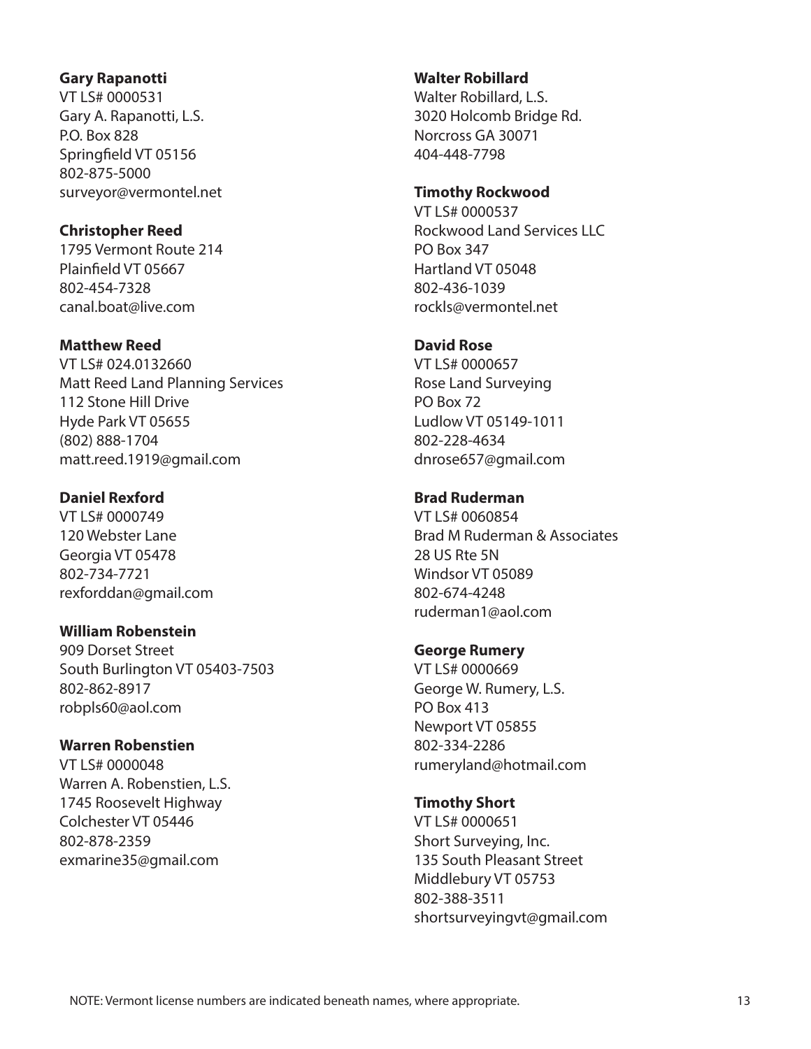**Gary Rapanotti**
VT LS# 0000531
Gary A. Rapanotti, L.S.
P.O. Box 828
Springfield VT 05156
802-875-5000
surveyor@vermontel.net

**Christopher Reed**
1795 Vermont Route 214
Plainfield VT 05667
802-454-7328
canal.boat@live.com

**Matthew Reed**
VT LS# 024.0132660
Matt Reed Land Planning Services
112 Stone Hill Drive
Hyde Park VT 05655
(802) 888-1704
matt.reed.1919@gmail.com

**Daniel Rexford**
VT LS# 0000749
120 Webster Lane
Georgia VT 05478
802-734-7721
rexforddan@gmail.com

**William Robenstein**
909 Dorset Street
South Burlington VT 05403-7503
802-862-8917
robpls60@aol.com

**Warren Robenstien**
VT LS# 0000048
Warren A. Robenstien, L.S.
1745 Roosevelt Highway
Colchester VT 05446
802-878-2359
exmarine35@gmail.com

**Walter Robillard**
Walter Robillard, L.S.
3020 Holcomb Bridge Rd.
Norcross GA 30071
404-448-7798

**Timothy Rockwood**
VT LS# 0000537
Rockwood Land Services LLC
PO Box 347
Hartland VT 05048
802-436-1039
rockls@vermontel.net

**David Rose**
VT LS# 0000657
Rose Land Surveying
PO Box 72
Ludlow VT 05149-1011
802-228-4634
dnrose657@gmail.com

**Brad Ruderman**
VT LS# 0060854
Brad M Ruderman & Associates
28 US Rte 5N
Windsor VT 05089
802-674-4248
ruderman1@aol.com

**George Rumery**
VT LS# 0000669
George W. Rumery, L.S.
PO Box 413
Newport VT 05855
802-334-2286
rumeryland@hotmail.com

**Timothy Short**
VT LS# 0000651
Short Surveying, Inc.
135 South Pleasant Street
Middlebury VT 05753
802-388-3511
shortsurveyingvt@gmail.com

NOTE: Vermont license numbers are indicated beneath names, where appropriate.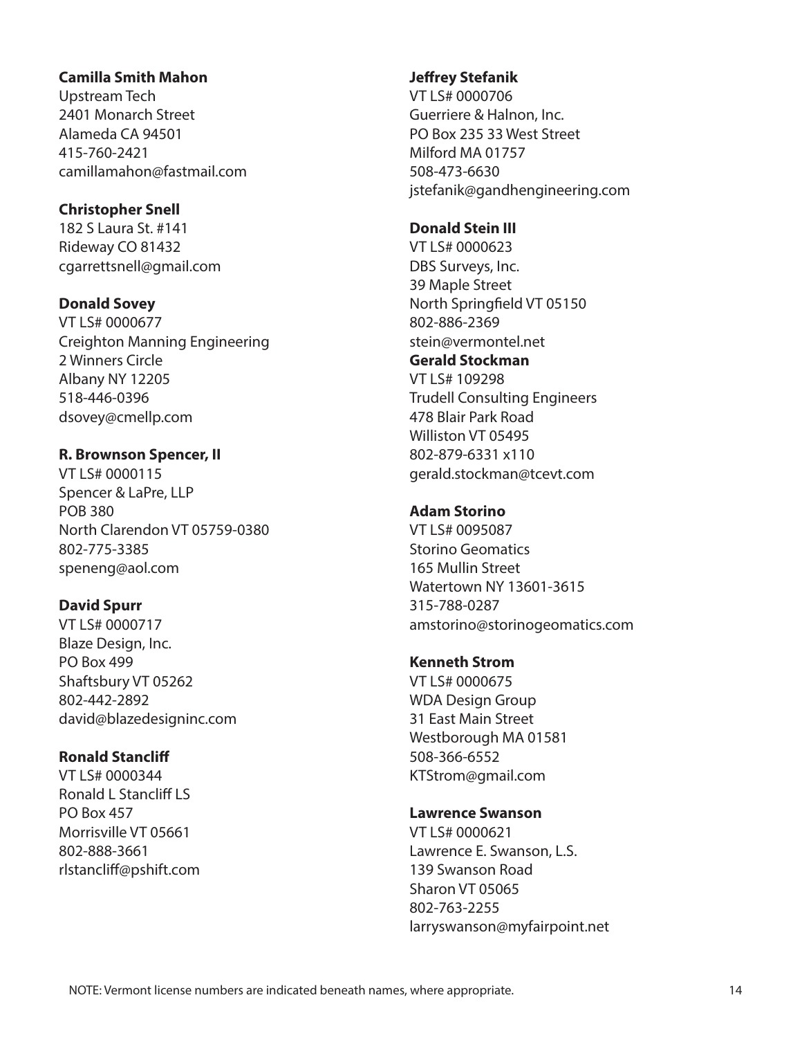**Camilla Smith Mahon**
Upstream Tech
2401 Monarch Street
Alameda CA 94501
415-760-2421
camillamahon@fastmail.com

**Christopher Snell**
182 S Laura St. #141
Rideway CO 81432
cgarrettsnell@gmail.com

**Donald Sovey**
VT LS# 0000677
Creighton Manning Engineering
2 Winners Circle
Albany NY 12205
518-446-0396
dsovey@cmellp.com

**R. Brownson Spencer, II**
VT LS# 0000115
Spencer & LaPre, LLP
POB 380
North Clarendon VT 05759-0380
802-775-3385
speneng@aol.com

**David Spurr**
VT LS# 0000717
Blaze Design, Inc.
PO Box 499
Shaftsbury VT 05262
802-442-2892
david@blazedesigninc.com

**Ronald Stancliff**
VT LS# 0000344
Ronald L Stancliff LS
PO Box 457
Morrisville VT 05661
802-888-3661
rlstancliff@pshift.com

**Jeffrey Stefanik**
VT LS# 0000706
Guerriere & Halnon, Inc.
PO Box 235 33 West Street
Milford MA 01757
508-473-6630
jstefanik@gandhengineering.com

**Donald Stein III**
VT LS# 0000623
DBS Surveys, Inc.
39 Maple Street
North Springfield VT 05150
802-886-2369
stein@vermontel.net

**Gerald Stockman**
VT LS# 109298
Trudell Consulting Engineers
478 Blair Park Road
Williston VT 05495
802-879-6331 x110
gerald.stockman@tcevt.com

**Adam Storino**
VT LS# 0095087
Storino Geomatics
165 Mullin Street
Watertown NY 13601-3615
315-788-0287
amstorino@storinogeomatics.com

**Kenneth Strom**
VT LS# 0000675
WDA Design Group
31 East Main Street
Westborough MA 01581
508-366-6552
KTStrom@gmail.com

**Lawrence Swanson**
VT LS# 0000621
Lawrence E. Swanson, L.S.
139 Swanson Road
Sharon VT 05065
802-763-2255
larryswanson@myfairpoint.net

NOTE: Vermont license numbers are indicated beneath names, where appropriate.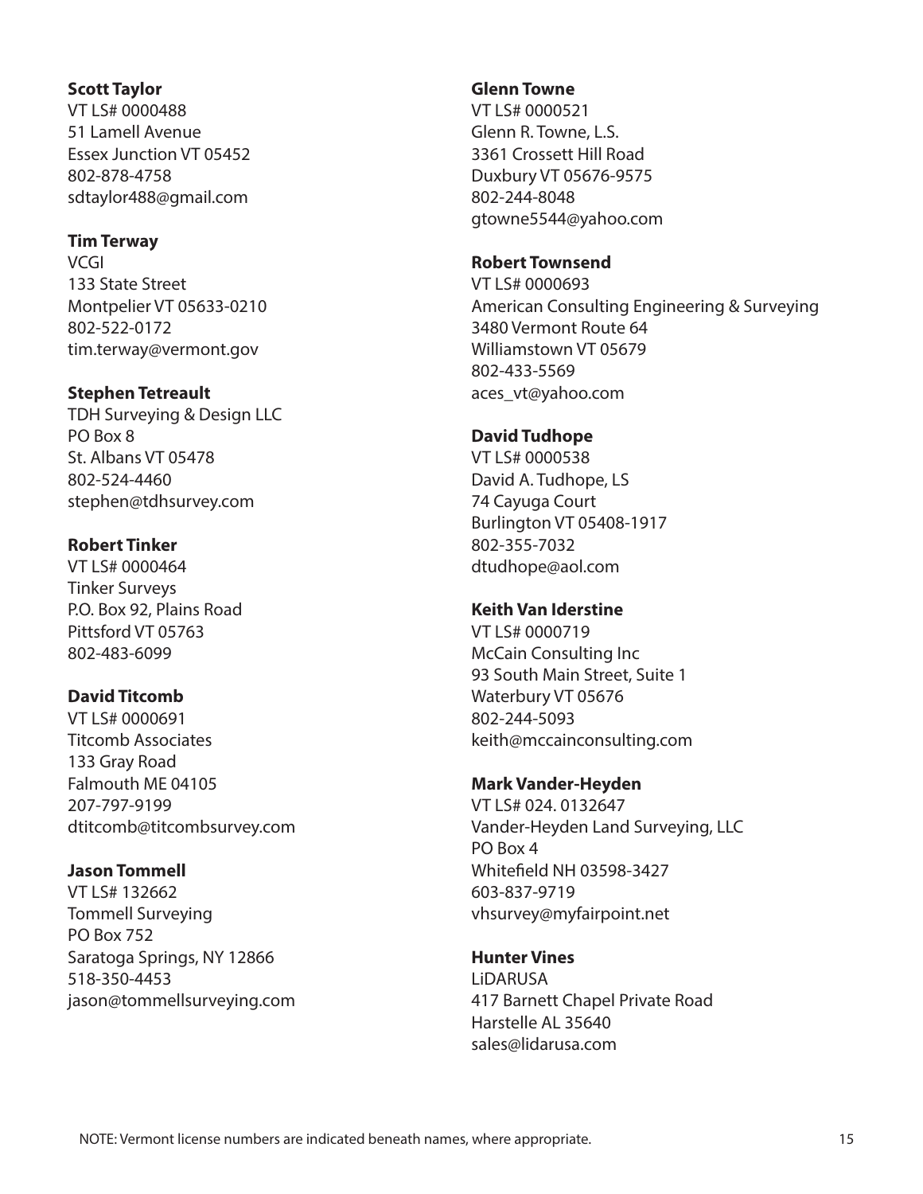**Scott Taylor**
VT LS# 0000488
51 Lamell Avenue
Essex Junction VT 05452
802-878-4758
sdtaylor488@gmail.com

**Tim Terway**
VCGI
133 State Street
Montpelier VT 05633-0210
802-522-0172
tim.terway@vermont.gov

**Stephen Tetreault**
TDH Surveying & Design LLC
PO Box 8
St. Albans VT 05478
802-524-4460
stephen@tdhsurvey.com

**Robert Tinker**
VT LS# 0000464
Tinker Surveys
P.O. Box 92, Plains Road
Pittsford VT 05763
802-483-6099

**David Titcomb**
VT LS# 0000691
Titcomb Associates
133 Gray Road
Falmouth ME 04105
207-797-9199
dtitcomb@titcombsurvey.com

**Jason Tommell**
VT LS# 132662
Tommell Surveying
PO Box 752
Saratoga Springs, NY 12866
518-350-4453
jason@tommellsurveying.com

**Glenn Towne**
VT LS# 0000521
Glenn R. Towne, L.S.
3361 Crossett Hill Road
Duxbury VT 05676-9575
802-244-8048
gtowne5544@yahoo.com

**Robert Townsend**
VT LS# 0000693
American Consulting Engineering & Surveying
3480 Vermont Route 64
Williamstown VT 05679
802-433-5569
aces_vt@yahoo.com

**David Tudhope**
VT LS# 0000538
David A. Tudhope, LS
74 Cayuga Court
Burlington VT 05408-1917
802-355-7032
dtudhope@aol.com

**Keith Van Iderstine**
VT LS# 0000719
McCain Consulting Inc
93 South Main Street, Suite 1
Waterbury VT 05676
802-244-5093
keith@mccainconsulting.com

**Mark Vander-Heyden**
VT LS# 024. 0132647
Vander-Heyden Land Surveying, LLC
PO Box 4
Whitefield NH 03598-3427
603-837-9719
vhsurvey@myfairpoint.net

**Hunter Vines**
LiDARUSA
417 Barnett Chapel Private Road
Harstelle AL 35640
sales@lidarusa.com

NOTE: Vermont license numbers are indicated beneath names, where appropriate.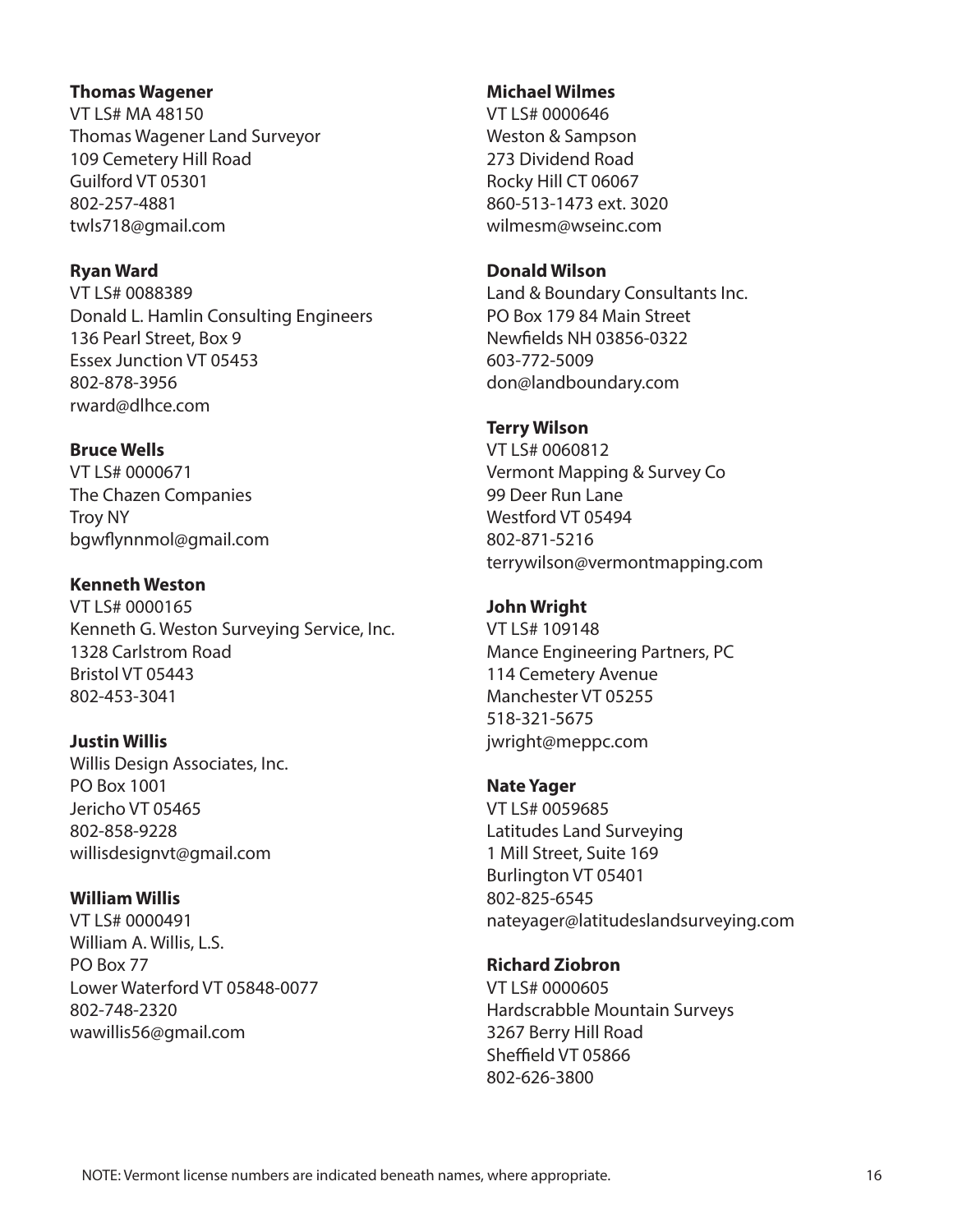**Thomas Wagener**
VT LS# MA 48150
Thomas Wagener Land Surveyor
109 Cemetery Hill Road
Guilford VT 05301
802-257-4881
twls718@gmail.com

**Ryan Ward**
VT LS# 0088389
Donald L. Hamlin Consulting Engineers
136 Pearl Street, Box 9
Essex Junction VT 05453
802-878-3956
rward@dlhce.com

**Bruce Wells**
VT LS# 0000671
The Chazen Companies
Troy NY
bgwflynnmol@gmail.com

**Kenneth Weston**
VT LS# 0000165
Kenneth G. Weston Surveying Service, Inc.
1328 Carlstrom Road
Bristol VT 05443
802-453-3041

**Justin Willis**
Willis Design Associates, Inc.
PO Box 1001
Jericho VT 05465
802-858-9228
willisdesignvt@gmail.com

**William Willis**
VT LS# 0000491
William A. Willis, L.S.
PO Box 77
Lower Waterford VT 05848-0077
802-748-2320
wawillis56@gmail.com

**Michael Wilmes**
VT LS# 0000646
Weston & Sampson
273 Dividend Road
Rocky Hill CT 06067
860-513-1473 ext. 3020
wilmesm@wseinc.com

**Donald Wilson**
Land & Boundary Consultants Inc.
PO Box 179 84 Main Street
Newfields NH 03856-0322
603-772-5009
don@landboundary.com

**Terry Wilson**
VT LS# 0060812
Vermont Mapping & Survey Co
99 Deer Run Lane
Westford VT 05494
802-871-5216
terrywilson@vermontmapping.com

**John Wright**
VT LS# 109148
Mance Engineering Partners, PC
114 Cemetery Avenue
Manchester VT 05255
518-321-5675
jwright@meppc.com

**Nate Yager**
VT LS# 0059685
Latitudes Land Surveying
1 Mill Street, Suite 169
Burlington VT 05401
802-825-6545
nateyager@latitudeslandsurveying.com

**Richard Ziobron**
VT LS# 0000605
Hardscrabble Mountain Surveys
3267 Berry Hill Road
Sheffield VT 05866
802-626-3800

NOTE: Vermont license numbers are indicated beneath names, where appropriate.